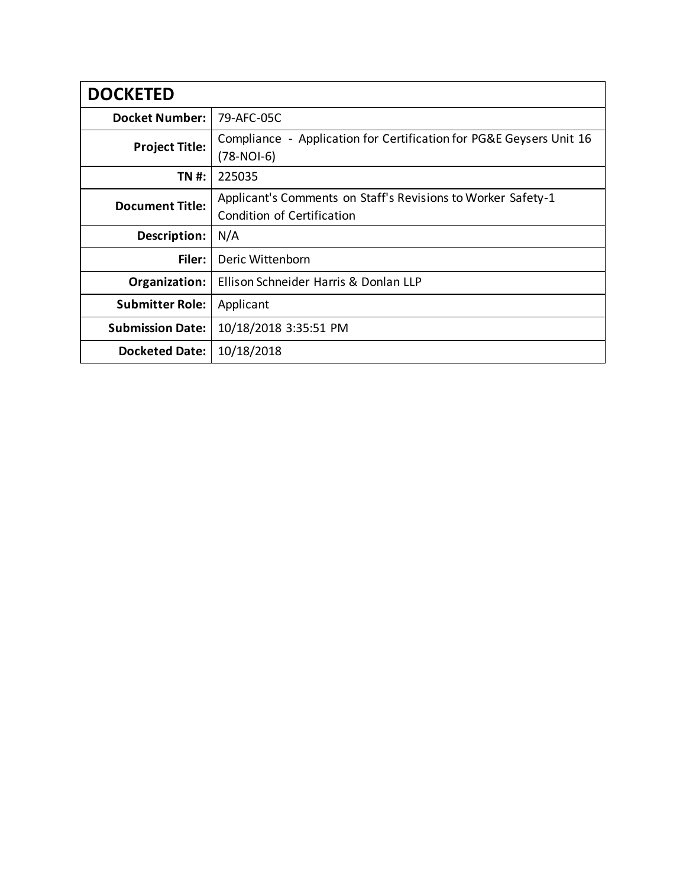| **DOCKETED** | |
| --- | --- |
| **Docket Number:** | 79-AFC-05C |
| **Project Title:** | Compliance - Application for Certification for PG&E Geysers Unit 16 (78-NOI-6) |
| **TN #:** | 225035 |
| **Document Title:** | Applicant's Comments on Staff's Revisions to Worker Safety-1 Condition of Certification |
| **Description:** | N/A |
| **Filer:** | Deric Wittenborn |
| **Organization:** | Ellison Schneider Harris & Donlan LLP |
| **Submitter Role:** | Applicant |
| **Submission Date:** | 10/18/2018 3:35:51 PM |
| **Docketed Date:** | 10/18/2018 |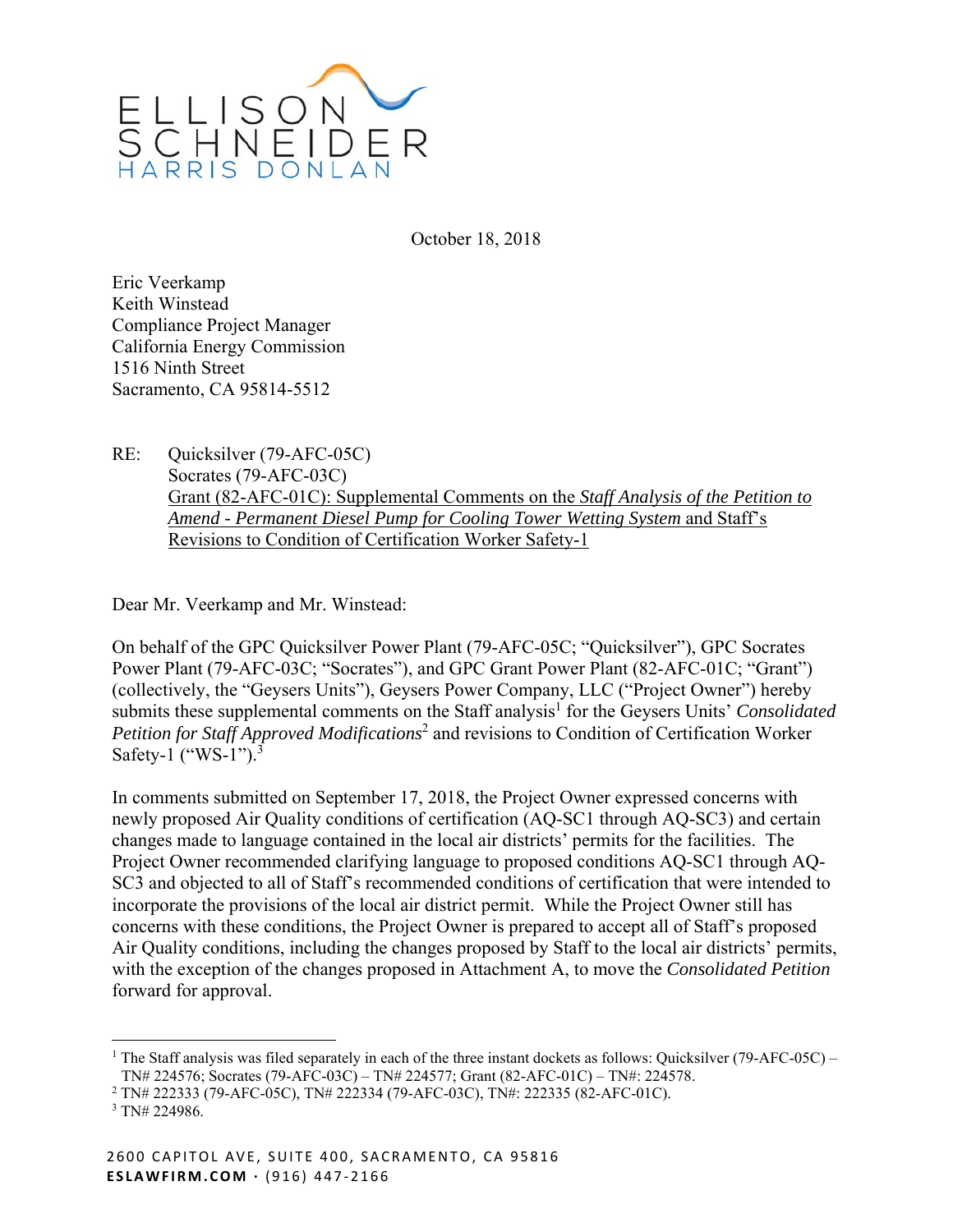October 18, 2018

Eric Veerkamp
Keith Winstead
Compliance Project Manager
California Energy Commission
1516 Ninth Street
Sacramento, CA 95814-5512

RE: Quicksilver (79-AFC-05C)
Socrates (79-AFC-03C)
Grant (82-AFC-01C): Supplemental Comments on the *Staff Analysis of the Petition to Amend - Permanent Diesel Pump for Cooling Tower Wetting System* and Staff's Revisions to Condition of Certification Worker Safety-1

Dear Mr. Veerkamp and Mr. Winstead:

On behalf of the GPC Quicksilver Power Plant (79-AFC-05C; "Quicksilver"), GPC Socrates Power Plant (79-AFC-03C; "Socrates"), and GPC Grant Power Plant (82-AFC-01C; "Grant") (collectively, the "Geysers Units"), Geysers Power Company, LLC ("Project Owner") hereby submits these supplemental comments on the Staff analysis[1] for the Geysers Units' *Consolidated Petition for Staff Approved Modifications*[2] and revisions to Condition of Certification Worker Safety-1 ("WS-1").[3]

In comments submitted on September 17, 2018, the Project Owner expressed concerns with newly proposed Air Quality conditions of certification (AQ-SC1 through AQ-SC3) and certain changes made to language contained in the local air districts' permits for the facilities. The Project Owner recommended clarifying language to proposed conditions AQ-SC1 through AQ-SC3 and objected to all of Staff's recommended conditions of certification that were intended to incorporate the provisions of the local air district permit. While the Project Owner still has concerns with these conditions, the Project Owner is prepared to accept all of Staff's proposed Air Quality conditions, including the changes proposed by Staff to the local air districts' permits, with the exception of the changes proposed in Attachment A, to move the *Consolidated Petition* forward for approval.

[1] The Staff analysis was filed separately in each of the three instant dockets as follows: Quicksilver (79-AFC-05C) – TN# 224576; Socrates (79-AFC-03C) – TN# 224577; Grant (82-AFC-01C) – TN#: 224578.

[2] TN# 222333 (79-AFC-05C), TN# 222334 (79-AFC-03C), TN#: 222335 (82-AFC-01C).

[3] TN# 224986.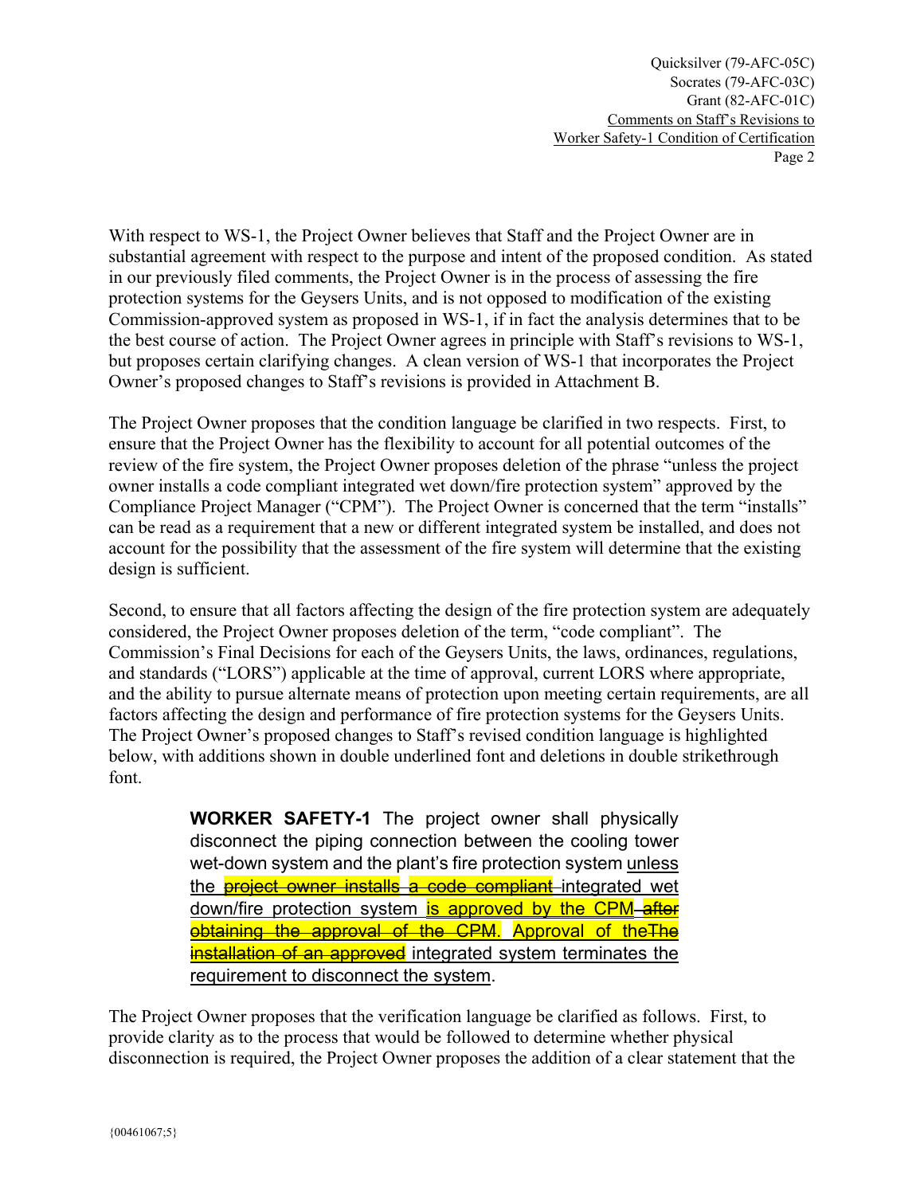With respect to WS-1, the Project Owner believes that Staff and the Project Owner are in substantial agreement with respect to the purpose and intent of the proposed condition. As stated in our previously filed comments, the Project Owner is in the process of assessing the fire protection systems for the Geysers Units, and is not opposed to modification of the existing Commission-approved system as proposed in WS-1, if in fact the analysis determines that to be the best course of action. The Project Owner agrees in principle with Staff's revisions to WS-1, but proposes certain clarifying changes. A clean version of WS-1 that incorporates the Project Owner's proposed changes to Staff's revisions is provided in Attachment B.

The Project Owner proposes that the condition language be clarified in two respects. First, to ensure that the Project Owner has the flexibility to account for all potential outcomes of the review of the fire system, the Project Owner proposes deletion of the phrase "unless the project owner installs a code compliant integrated wet down/fire protection system" approved by the Compliance Project Manager ("CPM"). The Project Owner is concerned that the term "installs" can be read as a requirement that a new or different integrated system be installed, and does not account for the possibility that the assessment of the fire system will determine that the existing design is sufficient.

Second, to ensure that all factors affecting the design of the fire protection system are adequately considered, the Project Owner proposes deletion of the term, "code compliant". The Commission's Final Decisions for each of the Geysers Units, the laws, ordinances, regulations, and standards ("LORS") applicable at the time of approval, current LORS where appropriate, and the ability to pursue alternate means of protection upon meeting certain requirements, are all factors affecting the design and performance of fire protection systems for the Geysers Units. The Project Owner's proposed changes to Staff's revised condition language is highlighted below, with additions shown in double underlined font and deletions in double strikethrough font.

> **WORKER SAFETY-1** The project owner shall physically disconnect the piping connection between the cooling tower wet-down system and the plant's fire protection system <u>unless the</u> ~~project owner installs~~ ~~a code compliant~~ <u>integrated wet down/fire protection system</u> <u>is approved by the CPM</u> ~~after obtaining the approval of the CPM~~. <u>Approval of the</u>~~The installation of an approved~~ <u>integrated system terminates the requirement to disconnect the system</u>.

The Project Owner proposes that the verification language be clarified as follows. First, to provide clarity as to the process that would be followed to determine whether physical disconnection is required, the Project Owner proposes the addition of a clear statement that the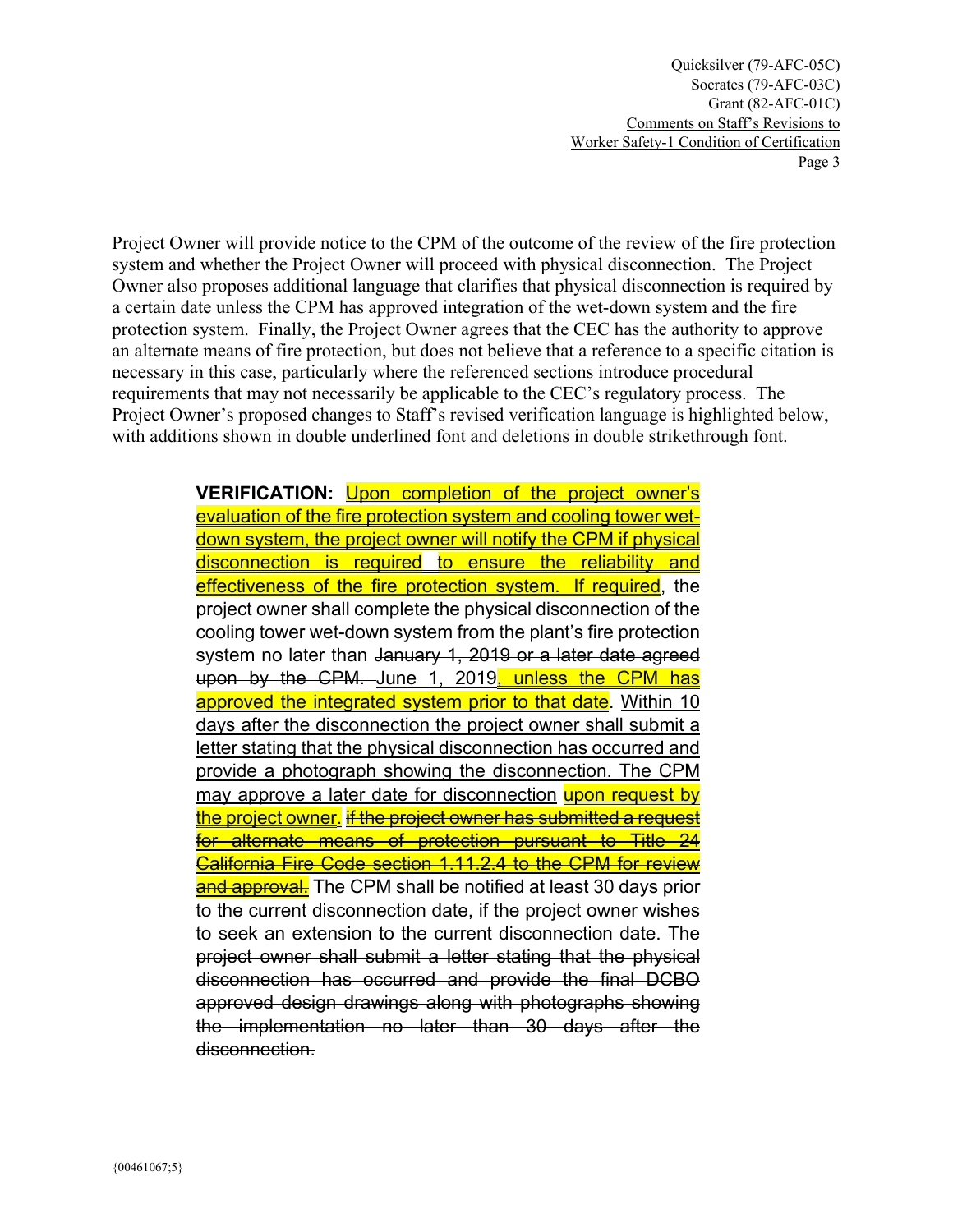Project Owner will provide notice to the CPM of the outcome of the review of the fire protection system and whether the Project Owner will proceed with physical disconnection. The Project Owner also proposes additional language that clarifies that physical disconnection is required by a certain date unless the CPM has approved integration of the wet-down system and the fire protection system. Finally, the Project Owner agrees that the CEC has the authority to approve an alternate means of fire protection, but does not believe that a reference to a specific citation is necessary in this case, particularly where the referenced sections introduce procedural requirements that may not necessarily be applicable to the CEC's regulatory process. The Project Owner's proposed changes to Staff's revised verification language is highlighted below, with additions shown in double underlined font and deletions in double strikethrough font.

> **VERIFICATION:** <u>Upon completion of the project owner's evaluation of the fire protection system and cooling tower wet-down system, the project owner will notify the CPM if physical disconnection is required to ensure the reliability and effectiveness of the fire protection system. If required</u>, ~~t~~<u>t</u>he project owner shall complete the physical disconnection of the cooling tower wet-down system from the plant's fire protection system no later than ~~January 1, 2019 or a later date agreed upon by the CPM.~~ <u>June 1, 2019</u><u>, unless the CPM has approved the integrated system prior to that date</u>. <u>Within 10 days after the disconnection the project owner shall submit a letter stating that the physical disconnection has occurred and provide a photograph showing the disconnection. The CPM may approve a later date for disconnection</u> <u>upon request by the project owner</u>. ~~if the project owner has submitted a request for alternate means of protection pursuant to Title 24 California Fire Code section 1.11.2.4 to the CPM for review and approval.~~ The CPM shall be notified at least 30 days prior to the current disconnection date, if the project owner wishes to seek an extension to the current disconnection date. ~~The project owner shall submit a letter stating that the physical disconnection has occurred and provide the final DCBO approved design drawings along with photographs showing the implementation no later than 30 days after the disconnection.~~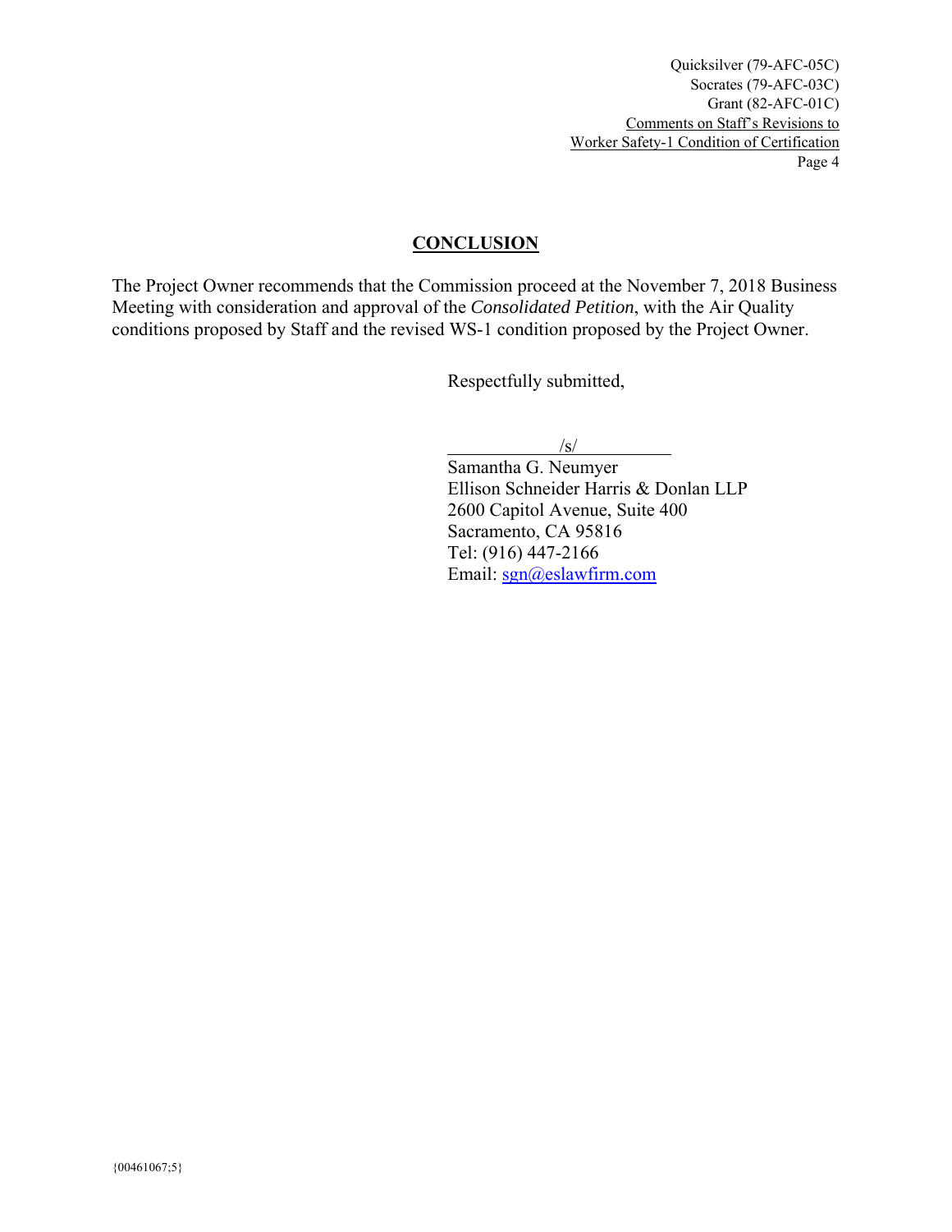## CONCLUSION

The Project Owner recommends that the Commission proceed at the November 7, 2018 Business Meeting with consideration and approval of the *Consolidated Petition*, with the Air Quality conditions proposed by Staff and the revised WS-1 condition proposed by the Project Owner.

Respectfully submitted,

/s/

Samantha G. Neumyer
Ellison Schneider Harris & Donlan LLP
2600 Capitol Avenue, Suite 400
Sacramento, CA 95816
Tel: (916) 447-2166
Email: sgn@eslawfirm.com

{00461067;5}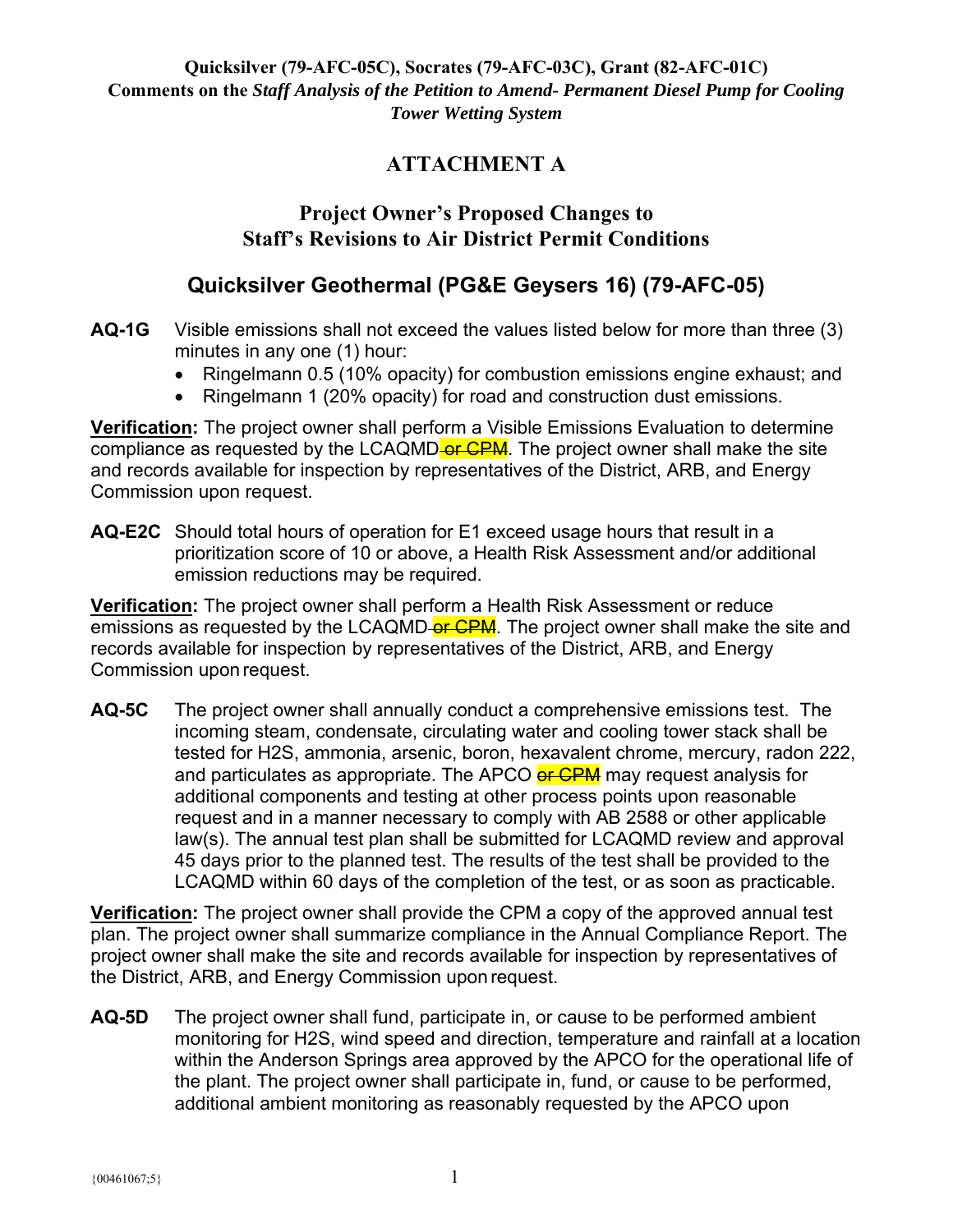**Quicksilver (79-AFC-05C), Socrates (79-AFC-03C), Grant (82-AFC-01C)**
**Comments on the *Staff Analysis of the Petition to Amend- Permanent Diesel Pump for Cooling Tower Wetting System***

# ATTACHMENT A

## Project Owner's Proposed Changes to Staff's Revisions to Air District Permit Conditions

## Quicksilver Geothermal (PG&E Geysers 16) (79-AFC-05)

**AQ-1G** Visible emissions shall not exceed the values listed below for more than three (3) minutes in any one (1) hour:

- Ringelmann 0.5 (10% opacity) for combustion emissions engine exhaust; and
- Ringelmann 1 (20% opacity) for road and construction dust emissions.

**Verification:** The project owner shall perform a Visible Emissions Evaluation to determine compliance as requested by the LCAQMD ~~or CPM~~. The project owner shall make the site and records available for inspection by representatives of the District, ARB, and Energy Commission upon request.

**AQ-E2C** Should total hours of operation for E1 exceed usage hours that result in a prioritization score of 10 or above, a Health Risk Assessment and/or additional emission reductions may be required.

**Verification:** The project owner shall perform a Health Risk Assessment or reduce emissions as requested by the LCAQMD ~~or CPM~~. The project owner shall make the site and records available for inspection by representatives of the District, ARB, and Energy Commission upon request.

**AQ-5C** The project owner shall annually conduct a comprehensive emissions test. The incoming steam, condensate, circulating water and cooling tower stack shall be tested for $H_2S$, ammonia, arsenic, boron, hexavalent chrome, mercury, radon 222, and particulates as appropriate. The APCO ~~or CPM~~ may request analysis for additional components and testing at other process points upon reasonable request and in a manner necessary to comply with AB 2588 or other applicable law(s). The annual test plan shall be submitted for LCAQMD review and approval 45 days prior to the planned test. The results of the test shall be provided to the LCAQMD within 60 days of the completion of the test, or as soon as practicable.

**Verification:** The project owner shall provide the CPM a copy of the approved annual test plan. The project owner shall summarize compliance in the Annual Compliance Report. The project owner shall make the site and records available for inspection by representatives of the District, ARB, and Energy Commission upon request.

**AQ-5D** The project owner shall fund, participate in, or cause to be performed ambient monitoring for $H_2S$, wind speed and direction, temperature and rainfall at a location within the Anderson Springs area approved by the APCO for the operational life of the plant. The project owner shall participate in, fund, or cause to be performed, additional ambient monitoring as reasonably requested by the APCO upon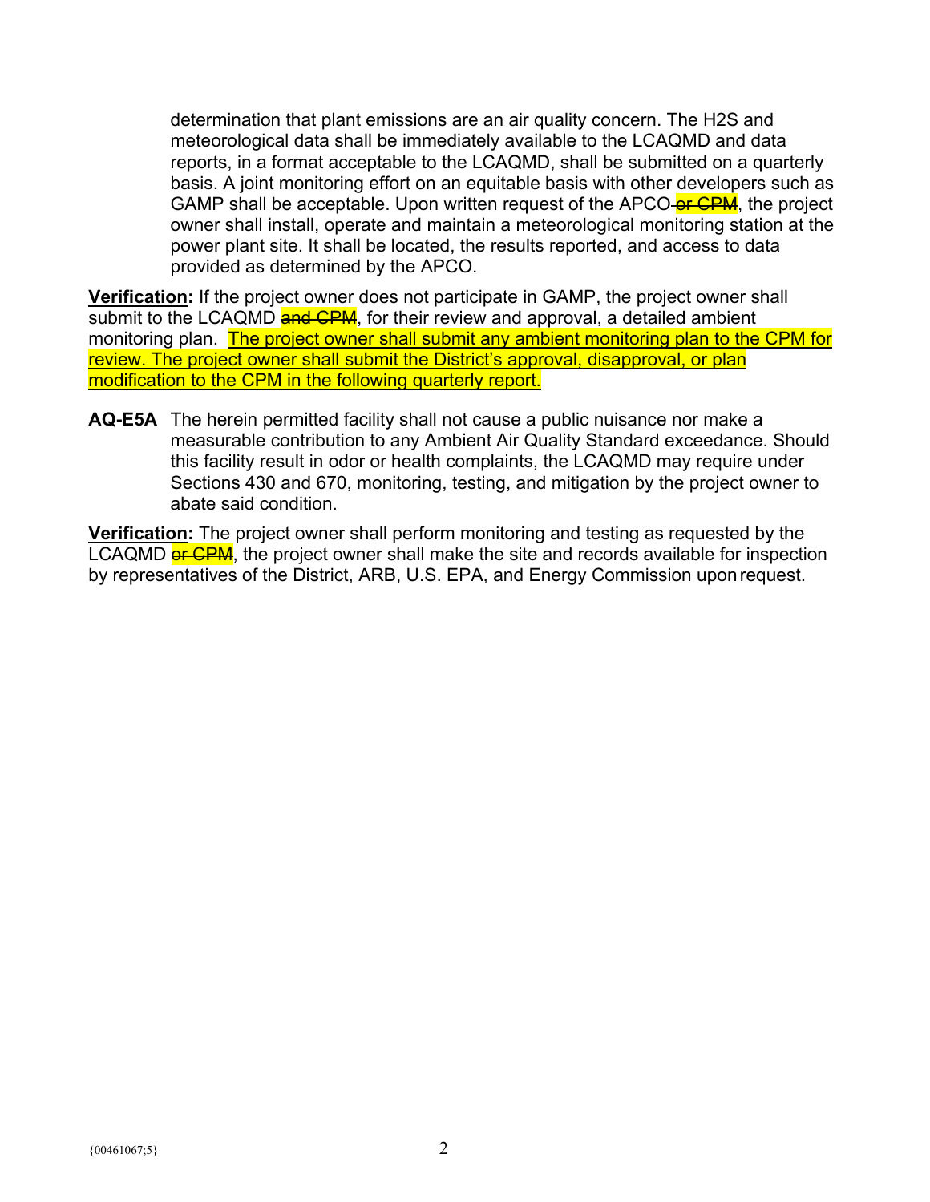determination that plant emissions are an air quality concern. The H2S and meteorological data shall be immediately available to the LCAQMD and data reports, in a format acceptable to the LCAQMD, shall be submitted on a quarterly basis. A joint monitoring effort on an equitable basis with other developers such as GAMP shall be acceptable. Upon written request of the APCO ~~or CPM~~, the project owner shall install, operate and maintain a meteorological monitoring station at the power plant site. It shall be located, the results reported, and access to data provided as determined by the APCO.

**Verification:** If the project owner does not participate in GAMP, the project owner shall submit to the LCAQMD ~~and CPM~~, for their review and approval, a detailed ambient monitoring plan. The project owner shall submit any ambient monitoring plan to the CPM for review. The project owner shall submit the District's approval, disapproval, or plan modification to the CPM in the following quarterly report.

**AQ-E5A** The herein permitted facility shall not cause a public nuisance nor make a measurable contribution to any Ambient Air Quality Standard exceedance. Should this facility result in odor or health complaints, the LCAQMD may require under Sections 430 and 670, monitoring, testing, and mitigation by the project owner to abate said condition.

**Verification:** The project owner shall perform monitoring and testing as requested by the LCAQMD ~~or CPM~~, the project owner shall make the site and records available for inspection by representatives of the District, ARB, U.S. EPA, and Energy Commission upon request.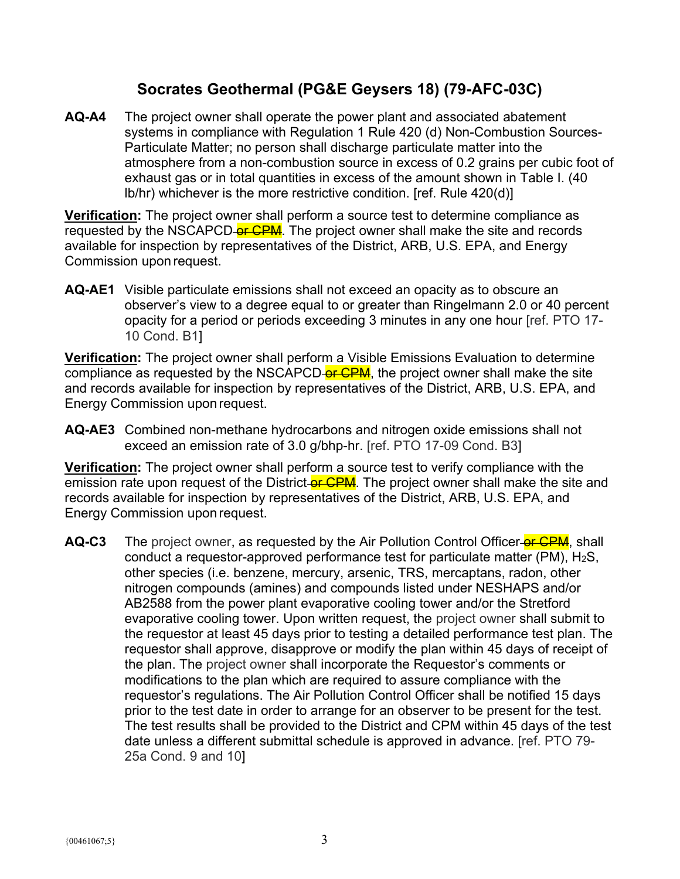## Socrates Geothermal (PG&E Geysers 18) (79-AFC-03C)

**AQ-A4** The project owner shall operate the power plant and associated abatement systems in compliance with Regulation 1 Rule 420 (d) Non-Combustion Sources-Particulate Matter; no person shall discharge particulate matter into the atmosphere from a non-combustion source in excess of 0.2 grains per cubic foot of exhaust gas or in total quantities in excess of the amount shown in Table I. (40 lb/hr) whichever is the more restrictive condition. [ref. Rule 420(d)]

**Verification:** The project owner shall perform a source test to determine compliance as requested by the NSCAPCD ~~or CPM~~. The project owner shall make the site and records available for inspection by representatives of the District, ARB, U.S. EPA, and Energy Commission upon request.

**AQ-AE1** Visible particulate emissions shall not exceed an opacity as to obscure an observer's view to a degree equal to or greater than Ringelmann 2.0 or 40 percent opacity for a period or periods exceeding 3 minutes in any one hour [ref. PTO 17-10 Cond. B1]

**Verification:** The project owner shall perform a Visible Emissions Evaluation to determine compliance as requested by the NSCAPCD ~~or CPM~~, the project owner shall make the site and records available for inspection by representatives of the District, ARB, U.S. EPA, and Energy Commission upon request.

**AQ-AE3** Combined non-methane hydrocarbons and nitrogen oxide emissions shall not exceed an emission rate of 3.0 g/bhp-hr. [ref. PTO 17-09 Cond. B3]

**Verification:** The project owner shall perform a source test to verify compliance with the emission rate upon request of the District ~~or CPM~~. The project owner shall make the site and records available for inspection by representatives of the District, ARB, U.S. EPA, and Energy Commission upon request.

**AQ-C3** The project owner, as requested by the Air Pollution Control Officer ~~or CPM~~, shall conduct a requestor-approved performance test for particulate matter (PM), $H_2S$, other species (i.e. benzene, mercury, arsenic, TRS, mercaptans, radon, other nitrogen compounds (amines) and compounds listed under NESHAPS and/or AB2588 from the power plant evaporative cooling tower and/or the Stretford evaporative cooling tower. Upon written request, the project owner shall submit to the requestor at least 45 days prior to testing a detailed performance test plan. The requestor shall approve, disapprove or modify the plan within 45 days of receipt of the plan. The project owner shall incorporate the Requestor's comments or modifications to the plan which are required to assure compliance with the requestor's regulations. The Air Pollution Control Officer shall be notified 15 days prior to the test date in order to arrange for an observer to be present for the test. The test results shall be provided to the District and CPM within 45 days of the test date unless a different submittal schedule is approved in advance. [ref. PTO 79-25a Cond. 9 and 10]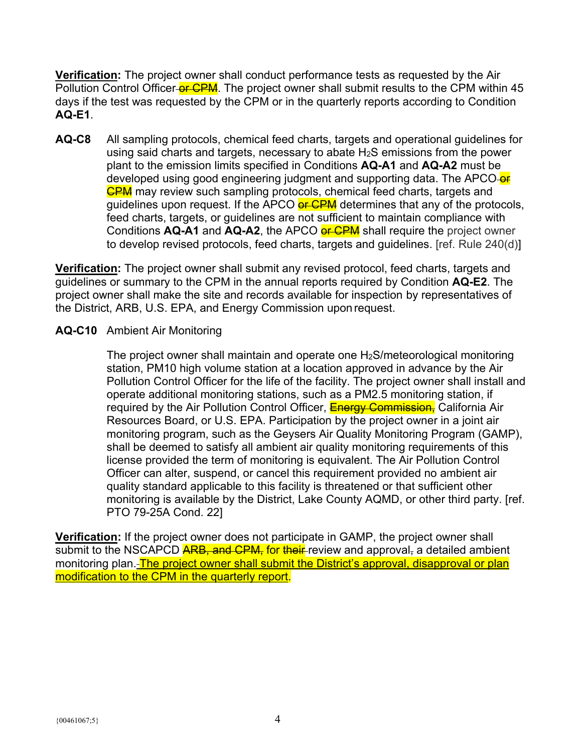**Verification:** The project owner shall conduct performance tests as requested by the Air Pollution Control Officer ~~or CPM~~. The project owner shall submit results to the CPM within 45 days if the test was requested by the CPM or in the quarterly reports according to Condition **AQ-E1**.

**AQ-C8** All sampling protocols, chemical feed charts, targets and operational guidelines for using said charts and targets, necessary to abate $H_2S$ emissions from the power plant to the emission limits specified in Conditions **AQ-A1** and **AQ-A2** must be developed using good engineering judgment and supporting data. The APCO ~~or CPM~~ may review such sampling protocols, chemical feed charts, targets and guidelines upon request. If the APCO ~~or CPM~~ determines that any of the protocols, feed charts, targets, or guidelines are not sufficient to maintain compliance with Conditions **AQ-A1** and **AQ-A2**, the APCO ~~or CPM~~ shall require the project owner to develop revised protocols, feed charts, targets and guidelines. [ref. Rule 240(d)]

**Verification:** The project owner shall submit any revised protocol, feed charts, targets and guidelines or summary to the CPM in the annual reports required by Condition **AQ-E2**. The project owner shall make the site and records available for inspection by representatives of the District, ARB, U.S. EPA, and Energy Commission upon request.

**AQ-C10** Ambient Air Monitoring

The project owner shall maintain and operate one $H_2S$/meteorological monitoring station, PM10 high volume station at a location approved in advance by the Air Pollution Control Officer for the life of the facility. The project owner shall install and operate additional monitoring stations, such as a PM2.5 monitoring station, if required by the Air Pollution Control Officer, ~~Energy Commission,~~ California Air Resources Board, or U.S. EPA. Participation by the project owner in a joint air monitoring program, such as the Geysers Air Quality Monitoring Program (GAMP), shall be deemed to satisfy all ambient air quality monitoring requirements of this license provided the term of monitoring is equivalent. The Air Pollution Control Officer can alter, suspend, or cancel this requirement provided no ambient air quality standard applicable to this facility is threatened or that sufficient other monitoring is available by the District, Lake County AQMD, or other third party. [ref. PTO 79-25A Cond. 22]

**Verification:** If the project owner does not participate in GAMP, the project owner shall submit to the NSCAPCD ~~ARB, and CPM,~~ for ~~their~~ review and approval~~,~~ a detailed ambient monitoring plan. The project owner shall submit the District's approval, disapproval or plan modification to the CPM in the quarterly report.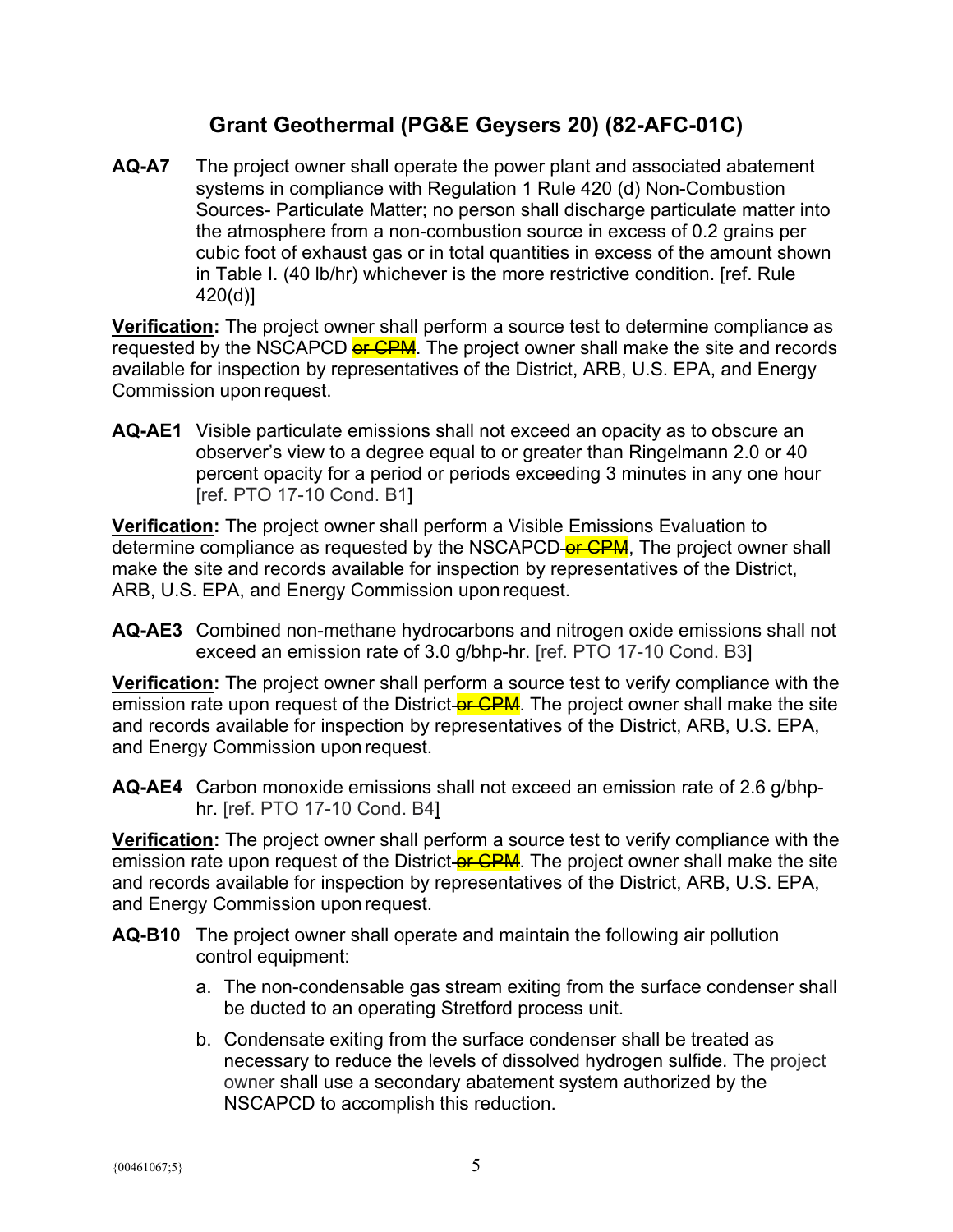## Grant Geothermal (PG&E Geysers 20) (82-AFC-01C)

**AQ-A7** The project owner shall operate the power plant and associated abatement systems in compliance with Regulation 1 Rule 420 (d) Non-Combustion Sources- Particulate Matter; no person shall discharge particulate matter into the atmosphere from a non-combustion source in excess of 0.2 grains per cubic foot of exhaust gas or in total quantities in excess of the amount shown in Table I. (40 lb/hr) whichever is the more restrictive condition. [ref. Rule 420(d)]

**Verification:** The project owner shall perform a source test to determine compliance as requested by the NSCAPCD ~~or CPM~~. The project owner shall make the site and records available for inspection by representatives of the District, ARB, U.S. EPA, and Energy Commission upon request.

**AQ-AE1** Visible particulate emissions shall not exceed an opacity as to obscure an observer's view to a degree equal to or greater than Ringelmann 2.0 or 40 percent opacity for a period or periods exceeding 3 minutes in any one hour [ref. PTO 17-10 Cond. B1]

**Verification:** The project owner shall perform a Visible Emissions Evaluation to determine compliance as requested by the NSCAPCD ~~or CPM~~, The project owner shall make the site and records available for inspection by representatives of the District, ARB, U.S. EPA, and Energy Commission upon request.

**AQ-AE3** Combined non-methane hydrocarbons and nitrogen oxide emissions shall not exceed an emission rate of 3.0 g/bhp-hr. [ref. PTO 17-10 Cond. B3]

**Verification:** The project owner shall perform a source test to verify compliance with the emission rate upon request of the District ~~or CPM~~. The project owner shall make the site and records available for inspection by representatives of the District, ARB, U.S. EPA, and Energy Commission upon request.

**AQ-AE4** Carbon monoxide emissions shall not exceed an emission rate of 2.6 g/bhp-hr. [ref. PTO 17-10 Cond. B4]

**Verification:** The project owner shall perform a source test to verify compliance with the emission rate upon request of the District ~~or CPM~~. The project owner shall make the site and records available for inspection by representatives of the District, ARB, U.S. EPA, and Energy Commission upon request.

**AQ-B10** The project owner shall operate and maintain the following air pollution control equipment:

a. The non-condensable gas stream exiting from the surface condenser shall be ducted to an operating Stretford process unit.

b. Condensate exiting from the surface condenser shall be treated as necessary to reduce the levels of dissolved hydrogen sulfide. The project owner shall use a secondary abatement system authorized by the NSCAPCD to accomplish this reduction.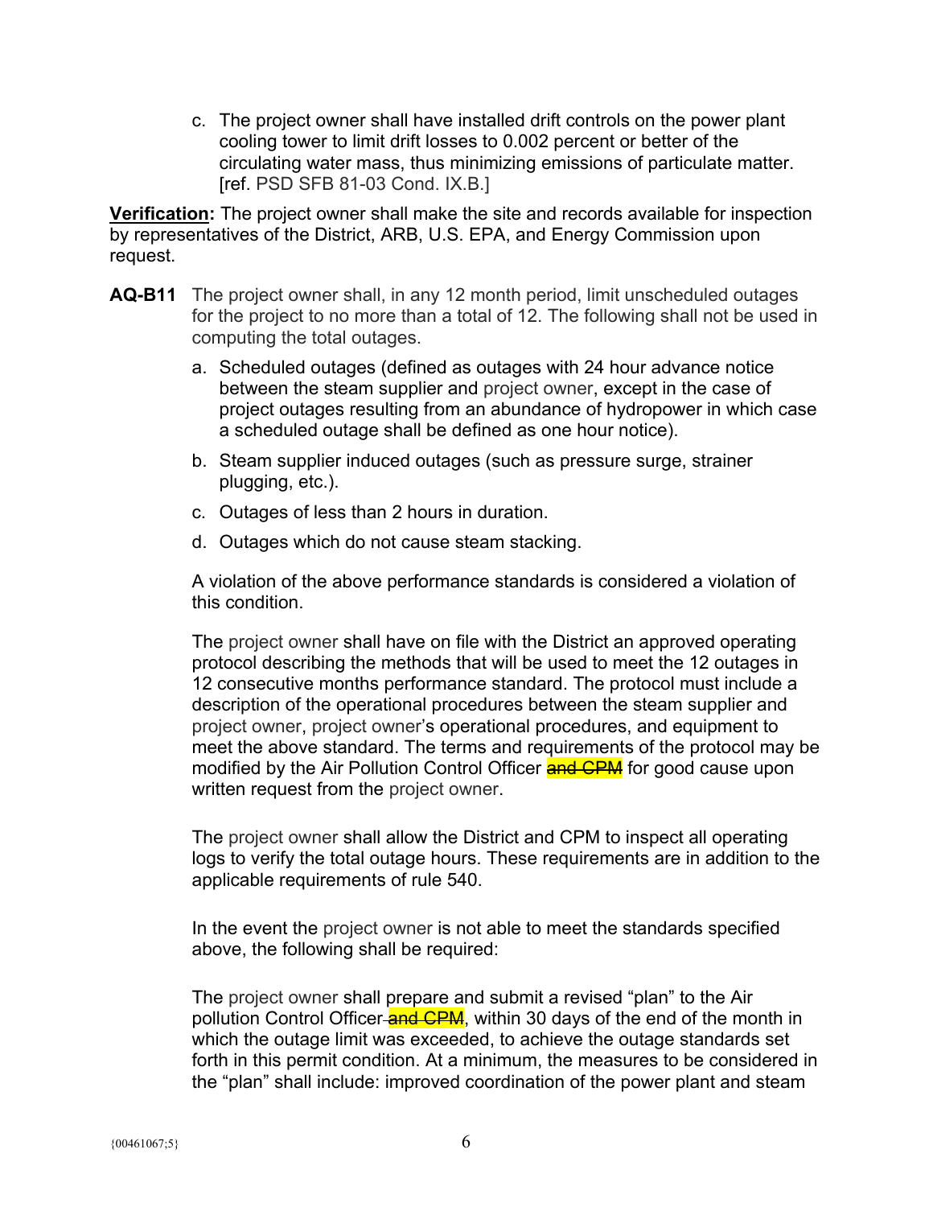c. The project owner shall have installed drift controls on the power plant cooling tower to limit drift losses to 0.002 percent or better of the circulating water mass, thus minimizing emissions of particulate matter. [ref. PSD SFB 81-03 Cond. IX.B.]

**Verification:** The project owner shall make the site and records available for inspection by representatives of the District, ARB, U.S. EPA, and Energy Commission upon request.

**AQ-B11** The project owner shall, in any 12 month period, limit unscheduled outages for the project to no more than a total of 12. The following shall not be used in computing the total outages.

a. Scheduled outages (defined as outages with 24 hour advance notice between the steam supplier and project owner, except in the case of project outages resulting from an abundance of hydropower in which case a scheduled outage shall be defined as one hour notice).

b. Steam supplier induced outages (such as pressure surge, strainer plugging, etc.).

c. Outages of less than 2 hours in duration.

d. Outages which do not cause steam stacking.

A violation of the above performance standards is considered a violation of this condition.

The project owner shall have on file with the District an approved operating protocol describing the methods that will be used to meet the 12 outages in 12 consecutive months performance standard. The protocol must include a description of the operational procedures between the steam supplier and project owner, project owner's operational procedures, and equipment to meet the above standard. The terms and requirements of the protocol may be modified by the Air Pollution Control Officer ~~and CPM~~ for good cause upon written request from the project owner.

The project owner shall allow the District and CPM to inspect all operating logs to verify the total outage hours. These requirements are in addition to the applicable requirements of rule 540.

In the event the project owner is not able to meet the standards specified above, the following shall be required:

The project owner shall prepare and submit a revised "plan" to the Air pollution Control Officer ~~and CPM~~, within 30 days of the end of the month in which the outage limit was exceeded, to achieve the outage standards set forth in this permit condition. At a minimum, the measures to be considered in the "plan" shall include: improved coordination of the power plant and steam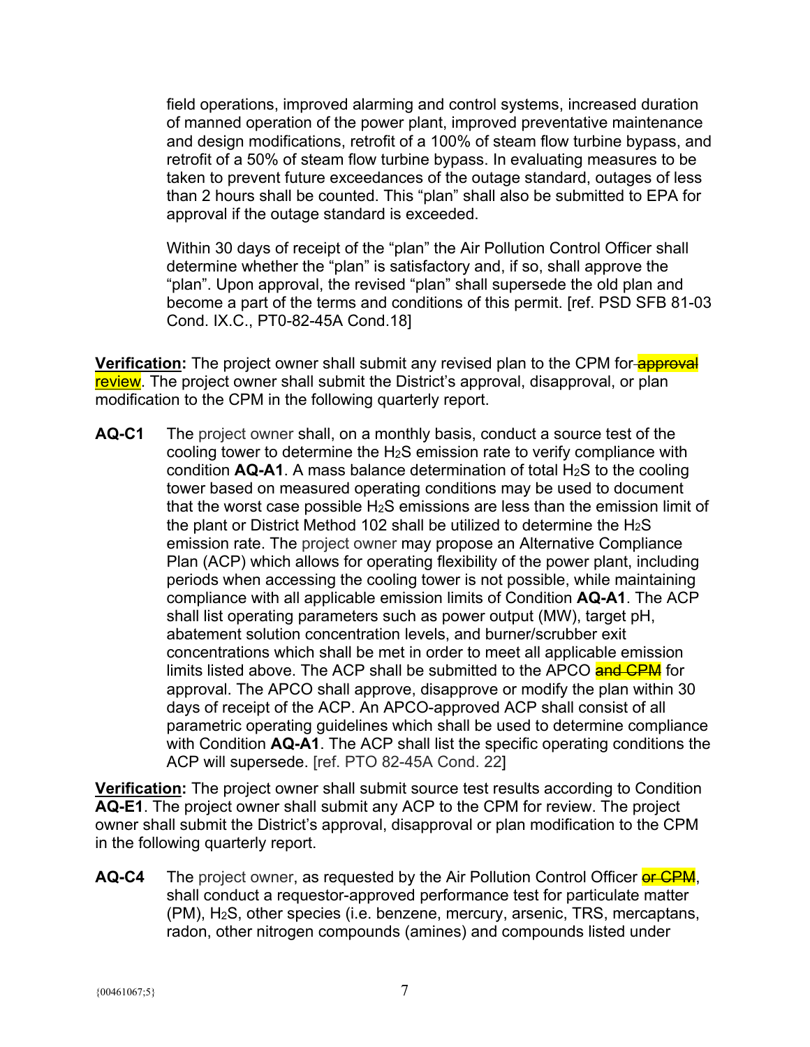field operations, improved alarming and control systems, increased duration of manned operation of the power plant, improved preventative maintenance and design modifications, retrofit of a 100% of steam flow turbine bypass, and retrofit of a 50% of steam flow turbine bypass. In evaluating measures to be taken to prevent future exceedances of the outage standard, outages of less than 2 hours shall be counted. This “plan” shall also be submitted to EPA for approval if the outage standard is exceeded.

Within 30 days of receipt of the “plan” the Air Pollution Control Officer shall determine whether the “plan” is satisfactory and, if so, shall approve the “plan”. Upon approval, the revised “plan” shall supersede the old plan and become a part of the terms and conditions of this permit. [ref. PSD SFB 81-03 Cond. IX.C., PT0-82-45A Cond.18]

**Verification:** The project owner shall submit any revised plan to the CPM for ~~approval~~ review. The project owner shall submit the District’s approval, disapproval, or plan modification to the CPM in the following quarterly report.

**AQ-C1** The project owner shall, on a monthly basis, conduct a source test of the cooling tower to determine the $H_2S$ emission rate to verify compliance with condition **AQ-A1**. A mass balance determination of total $H_2S$ to the cooling tower based on measured operating conditions may be used to document that the worst case possible $H_2S$ emissions are less than the emission limit of the plant or District Method 102 shall be utilized to determine the $H_2S$ emission rate. The project owner may propose an Alternative Compliance Plan (ACP) which allows for operating flexibility of the power plant, including periods when accessing the cooling tower is not possible, while maintaining compliance with all applicable emission limits of Condition **AQ-A1**. The ACP shall list operating parameters such as power output (MW), target pH, abatement solution concentration levels, and burner/scrubber exit concentrations which shall be met in order to meet all applicable emission limits listed above. The ACP shall be submitted to the APCO ~~and CPM~~ for approval. The APCO shall approve, disapprove or modify the plan within 30 days of receipt of the ACP. An APCO-approved ACP shall consist of all parametric operating guidelines which shall be used to determine compliance with Condition **AQ-A1**. The ACP shall list the specific operating conditions the ACP will supersede. [ref. PTO 82-45A Cond. 22]

**Verification:** The project owner shall submit source test results according to Condition **AQ-E1**. The project owner shall submit any ACP to the CPM for review. The project owner shall submit the District’s approval, disapproval or plan modification to the CPM in the following quarterly report.

**AQ-C4** The project owner, as requested by the Air Pollution Control Officer ~~or CPM~~, shall conduct a requestor-approved performance test for particulate matter (PM), $H_2S$, other species (i.e. benzene, mercury, arsenic, TRS, mercaptans, radon, other nitrogen compounds (amines) and compounds listed under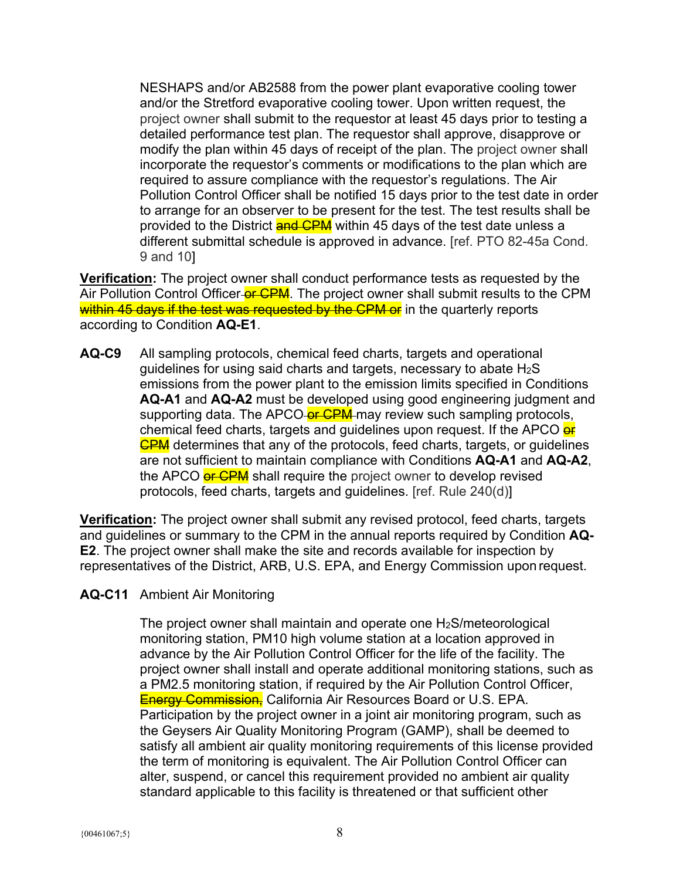NESHAPS and/or AB2588 from the power plant evaporative cooling tower and/or the Stretford evaporative cooling tower. Upon written request, the project owner shall submit to the requestor at least 45 days prior to testing a detailed performance test plan. The requestor shall approve, disapprove or modify the plan within 45 days of receipt of the plan. The project owner shall incorporate the requestor's comments or modifications to the plan which are required to assure compliance with the requestor's regulations. The Air Pollution Control Officer shall be notified 15 days prior to the test date in order to arrange for an observer to be present for the test. The test results shall be provided to the District ~~and CPM~~ within 45 days of the test date unless a different submittal schedule is approved in advance. [ref. PTO 82-45a Cond. 9 and 10]

**Verification:** The project owner shall conduct performance tests as requested by the Air Pollution Control Officer ~~or CPM~~. The project owner shall submit results to the CPM ~~within 45 days if the test was requested by the CPM or~~ in the quarterly reports according to Condition **AQ-E1**.

**AQ-C9** All sampling protocols, chemical feed charts, targets and operational guidelines for using said charts and targets, necessary to abate $H_2S$ emissions from the power plant to the emission limits specified in Conditions **AQ-A1** and **AQ-A2** must be developed using good engineering judgment and supporting data. The APCO ~~or CPM~~ may review such sampling protocols, chemical feed charts, targets and guidelines upon request. If the APCO ~~or CPM~~ determines that any of the protocols, feed charts, targets, or guidelines are not sufficient to maintain compliance with Conditions **AQ-A1** and **AQ-A2**, the APCO ~~or CPM~~ shall require the project owner to develop revised protocols, feed charts, targets and guidelines. [ref. Rule 240(d)]

**Verification:** The project owner shall submit any revised protocol, feed charts, targets and guidelines or summary to the CPM in the annual reports required by Condition **AQ-E2**. The project owner shall make the site and records available for inspection by representatives of the District, ARB, U.S. EPA, and Energy Commission upon request.

**AQ-C11** Ambient Air Monitoring

The project owner shall maintain and operate one $H_2S$/meteorological monitoring station, PM10 high volume station at a location approved in advance by the Air Pollution Control Officer for the life of the facility. The project owner shall install and operate additional monitoring stations, such as a PM2.5 monitoring station, if required by the Air Pollution Control Officer, ~~Energy Commission,~~ California Air Resources Board or U.S. EPA. Participation by the project owner in a joint air monitoring program, such as the Geysers Air Quality Monitoring Program (GAMP), shall be deemed to satisfy all ambient air quality monitoring requirements of this license provided the term of monitoring is equivalent. The Air Pollution Control Officer can alter, suspend, or cancel this requirement provided no ambient air quality standard applicable to this facility is threatened or that sufficient other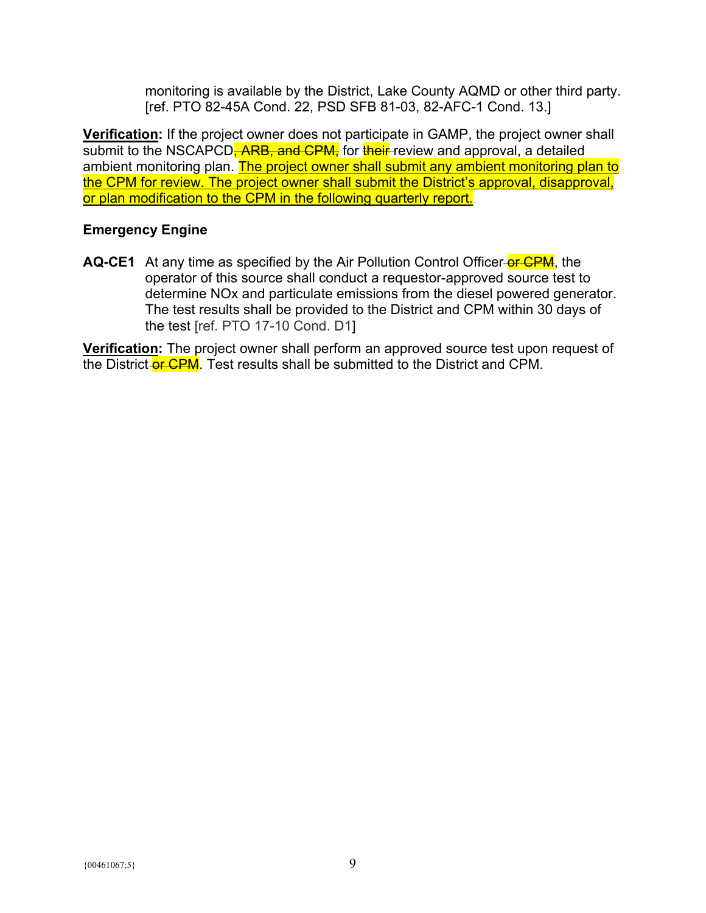monitoring is available by the District, Lake County AQMD or other third party. [ref. PTO 82-45A Cond. 22, PSD SFB 81-03, 82-AFC-1 Cond. 13.]

**Verification:** If the project owner does not participate in GAMP, the project owner shall submit to the NSCAPCD~~, ARB, and CPM,~~ for ~~their~~ review and approval, a detailed ambient monitoring plan. <u>The project owner shall submit any ambient monitoring plan to the CPM for review. The project owner shall submit the District's approval, disapproval, or plan modification to the CPM in the following quarterly report.</u>

**Emergency Engine**

**AQ-CE1** At any time as specified by the Air Pollution Control Officer ~~or CPM~~, the operator of this source shall conduct a requestor-approved source test to determine NOx and particulate emissions from the diesel powered generator. The test results shall be provided to the District and CPM within 30 days of the test [ref. PTO 17-10 Cond. D1]

**Verification:** The project owner shall perform an approved source test upon request of the District ~~or CPM~~. Test results shall be submitted to the District and CPM.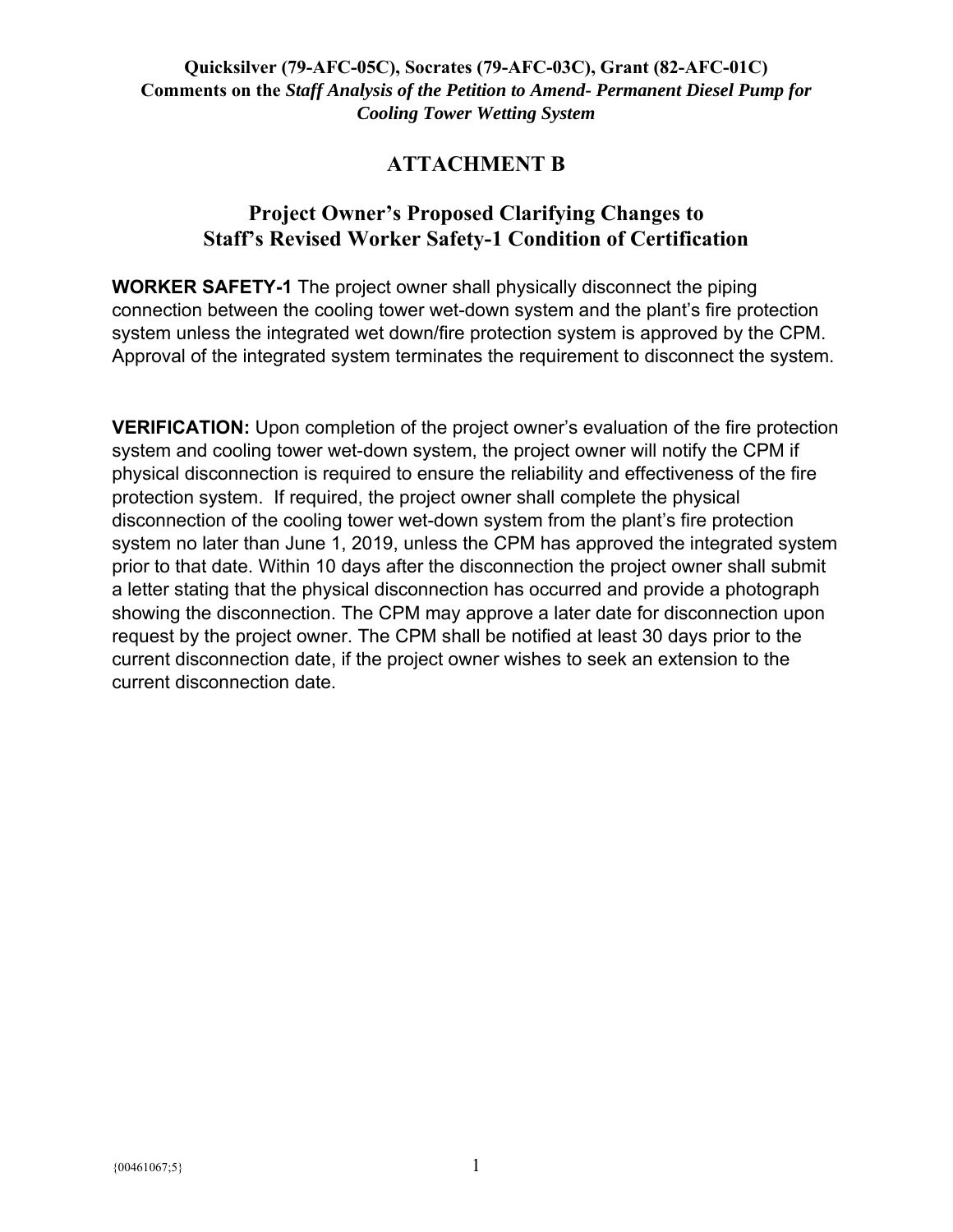**Quicksilver (79-AFC-05C), Socrates (79-AFC-03C), Grant (82-AFC-01C)**
**Comments on the *Staff Analysis of the Petition to Amend- Permanent Diesel Pump for Cooling Tower Wetting System***

# ATTACHMENT B

## Project Owner's Proposed Clarifying Changes to Staff's Revised Worker Safety-1 Condition of Certification

**WORKER SAFETY-1** The project owner shall physically disconnect the piping connection between the cooling tower wet-down system and the plant's fire protection system unless the integrated wet down/fire protection system is approved by the CPM. Approval of the integrated system terminates the requirement to disconnect the system.

**VERIFICATION:** Upon completion of the project owner's evaluation of the fire protection system and cooling tower wet-down system, the project owner will notify the CPM if physical disconnection is required to ensure the reliability and effectiveness of the fire protection system. If required, the project owner shall complete the physical disconnection of the cooling tower wet-down system from the plant's fire protection system no later than June 1, 2019, unless the CPM has approved the integrated system prior to that date. Within 10 days after the disconnection the project owner shall submit a letter stating that the physical disconnection has occurred and provide a photograph showing the disconnection. The CPM may approve a later date for disconnection upon request by the project owner. The CPM shall be notified at least 30 days prior to the current disconnection date, if the project owner wishes to seek an extension to the current disconnection date.

{00461067;5}